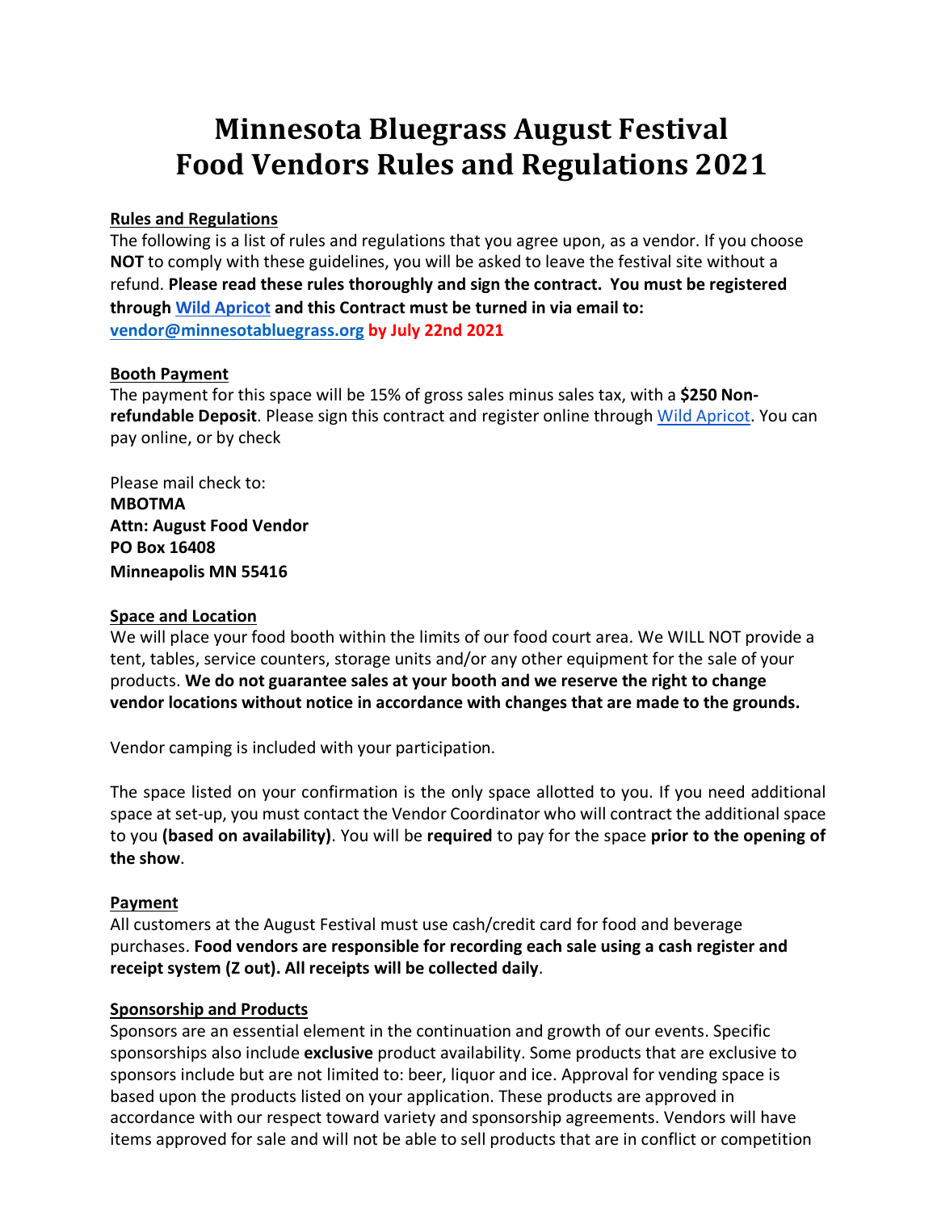# Minnesota Bluegrass August Festival
# Food Vendors Rules and Regulations 2021

## Rules and Regulations

The following is a list of rules and regulations that you agree upon, as a vendor. If you choose **NOT** to comply with these guidelines, you will be asked to leave the festival site without a refund. **Please read these rules thoroughly and sign the contract. You must be registered through [Wild Apricot](#) and this Contract must be turned in via email to: [vendor@minnesotabluegrass.org](mailto:vendor@minnesotabluegrass.org) by July 22nd 2021**

## Booth Payment

The payment for this space will be 15% of gross sales minus sales tax, with a **$250 Non-refundable Deposit**. Please sign this contract and register online through [Wild Apricot](#). You can pay online, or by check

Please mail check to:
**MBOTMA**
**Attn: August Food Vendor**
**PO Box 16408**
**Minneapolis MN 55416**

## Space and Location

We will place your food booth within the limits of our food court area. We WILL NOT provide a tent, tables, service counters, storage units and/or any other equipment for the sale of your products. **We do not guarantee sales at your booth and we reserve the right to change vendor locations without notice in accordance with changes that are made to the grounds.**

Vendor camping is included with your participation.

The space listed on your confirmation is the only space allotted to you. If you need additional space at set-up, you must contact the Vendor Coordinator who will contract the additional space to you **(based on availability)**. You will be **required** to pay for the space **prior to the opening of the show**.

## Payment

All customers at the August Festival must use cash/credit card for food and beverage purchases. **Food vendors are responsible for recording each sale using a cash register and receipt system (Z out). All receipts will be collected daily**.

## Sponsorship and Products

Sponsors are an essential element in the continuation and growth of our events. Specific sponsorships also include **exclusive** product availability. Some products that are exclusive to sponsors include but are not limited to: beer, liquor and ice. Approval for vending space is based upon the products listed on your application. These products are approved in accordance with our respect toward variety and sponsorship agreements. Vendors will have items approved for sale and will not be able to sell products that are in conflict or competition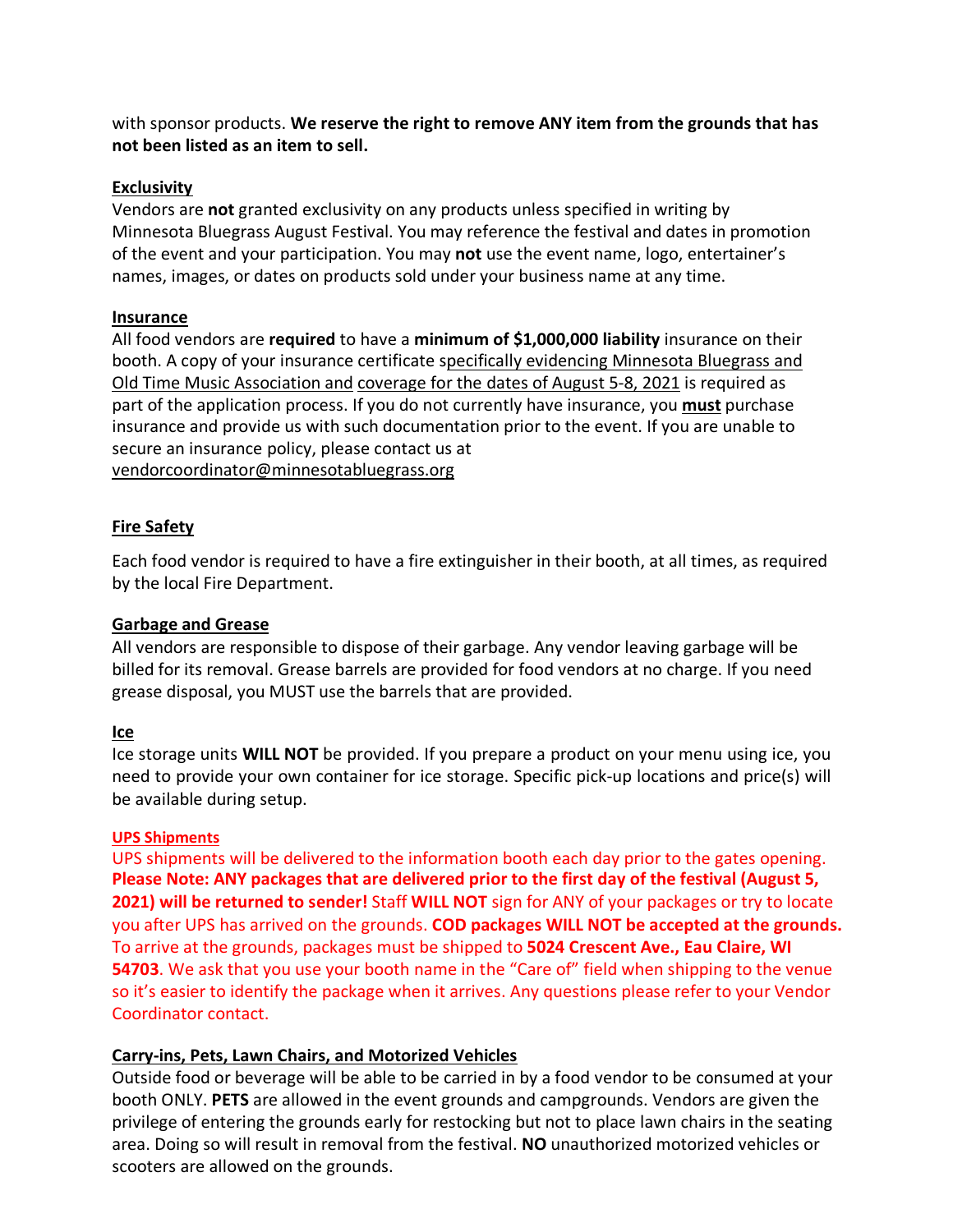with sponsor products. **We reserve the right to remove ANY item from the grounds that has not been listed as an item to sell.**

## Exclusivity

Vendors are **not** granted exclusivity on any products unless specified in writing by Minnesota Bluegrass August Festival. You may reference the festival and dates in promotion of the event and your participation. You may **not** use the event name, logo, entertainer's names, images, or dates on products sold under your business name at any time.

## Insurance

All food vendors are **required** to have a **minimum of $1,000,000 liability** insurance on their booth. A copy of your insurance certificate specifically evidencing Minnesota Bluegrass and Old Time Music Association and coverage for the dates of August 5-8, 2021 is required as part of the application process. If you do not currently have insurance, you **must** purchase insurance and provide us with such documentation prior to the event. If you are unable to secure an insurance policy, please contact us at vendorcoordinator@minnesotabluegrass.org

## Fire Safety

Each food vendor is required to have a fire extinguisher in their booth, at all times, as required by the local Fire Department.

## Garbage and Grease

All vendors are responsible to dispose of their garbage. Any vendor leaving garbage will be billed for its removal. Grease barrels are provided for food vendors at no charge. If you need grease disposal, you MUST use the barrels that are provided.

## Ice

Ice storage units **WILL NOT** be provided. If you prepare a product on your menu using ice, you need to provide your own container for ice storage. Specific pick-up locations and price(s) will be available during setup.

## UPS Shipments

UPS shipments will be delivered to the information booth each day prior to the gates opening. **Please Note: ANY packages that are delivered prior to the first day of the festival (August 5, 2021) will be returned to sender!** Staff **WILL NOT** sign for ANY of your packages or try to locate you after UPS has arrived on the grounds. **COD packages WILL NOT be accepted at the grounds.** To arrive at the grounds, packages must be shipped to **5024 Crescent Ave., Eau Claire, WI 54703**. We ask that you use your booth name in the "Care of" field when shipping to the venue so it's easier to identify the package when it arrives. Any questions please refer to your Vendor Coordinator contact.

## Carry-ins, Pets, Lawn Chairs, and Motorized Vehicles

Outside food or beverage will be able to be carried in by a food vendor to be consumed at your booth ONLY. **PETS** are allowed in the event grounds and campgrounds. Vendors are given the privilege of entering the grounds early for restocking but not to place lawn chairs in the seating area. Doing so will result in removal from the festival. **NO** unauthorized motorized vehicles or scooters are allowed on the grounds.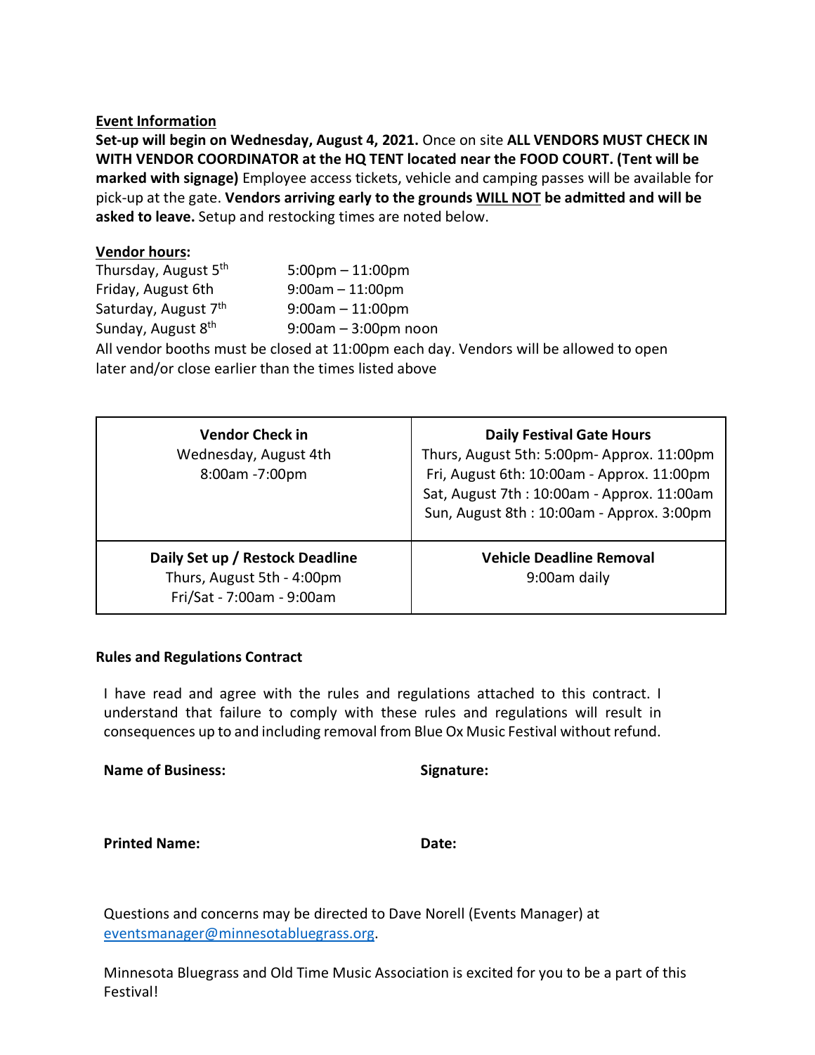**Event Information**

**Set-up will begin on Wednesday, August 4, 2021.** Once on site **ALL VENDORS MUST CHECK IN WITH VENDOR COORDINATOR at the HQ TENT located near the FOOD COURT. (Tent will be marked with signage)** Employee access tickets, vehicle and camping passes will be available for pick-up at the gate. **Vendors arriving early to the grounds WILL NOT be admitted and will be asked to leave.** Setup and restocking times are noted below.

**Vendor hours:**

| | |
|---|---|
| Thursday, August 5th | 5:00pm – 11:00pm |
| Friday, August 6th | 9:00am – 11:00pm |
| Saturday, August 7th | 9:00am – 11:00pm |
| Sunday, August 8th | 9:00am – 3:00pm noon |

All vendor booths must be closed at 11:00pm each day. Vendors will be allowed to open later and/or close earlier than the times listed above

| | |
|---|---|
| **Vendor Check in**<br>Wednesday, August 4th<br>8:00am -7:00pm | **Daily Festival Gate Hours**<br>Thurs, August 5th: 5:00pm- Approx. 11:00pm<br>Fri, August 6th: 10:00am - Approx. 11:00pm<br>Sat, August 7th : 10:00am - Approx. 11:00am<br>Sun, August 8th : 10:00am - Approx. 3:00pm |
| **Daily Set up / Restock Deadline**<br>Thurs, August 5th - 4:00pm<br>Fri/Sat - 7:00am - 9:00am | **Vehicle Deadline Removal**<br>9:00am daily |

**Rules and Regulations Contract**

I have read and agree with the rules and regulations attached to this contract. I understand that failure to comply with these rules and regulations will result in consequences up to and including removal from Blue Ox Music Festival without refund.

**Name of Business:** **Signature:**

**Printed Name:** **Date:**

Questions and concerns may be directed to Dave Norell (Events Manager) at eventsmanager@minnesotabluegrass.org.

Minnesota Bluegrass and Old Time Music Association is excited for you to be a part of this Festival!